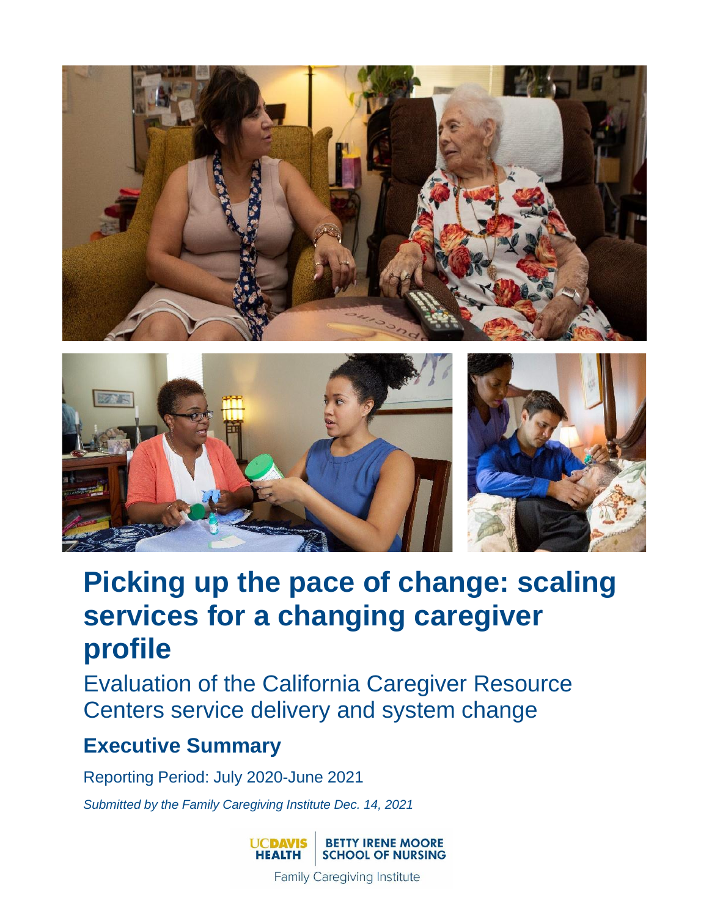# Picking up the pace of change: scaling services for a changing caregiver profile

## Evaluation of the California Caregiver Resource Centers service delivery and system change

### Executive Summary

Reporting Period: July 2020-June 2021

*Submitted by the Family Caregiving Institute Dec. 14, 2021*

UC DAVIS HEALTH | BETTY IRENE MOORE SCHOOL OF NURSING

Family Caregiving Institute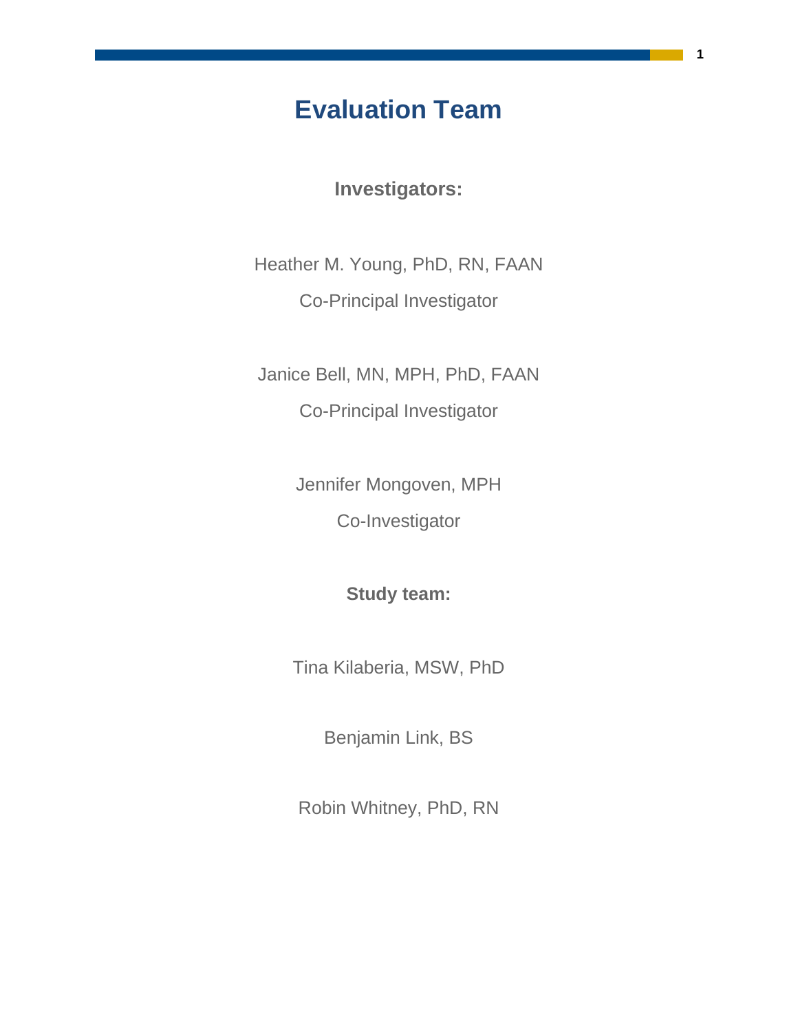# Evaluation Team

**Investigators:**

Heather M. Young, PhD, RN, FAAN

Co-Principal Investigator

Janice Bell, MN, MPH, PhD, FAAN

Co-Principal Investigator

Jennifer Mongoven, MPH

Co-Investigator

**Study team:**

Tina Kilaberia, MSW, PhD

Benjamin Link, BS

Robin Whitney, PhD, RN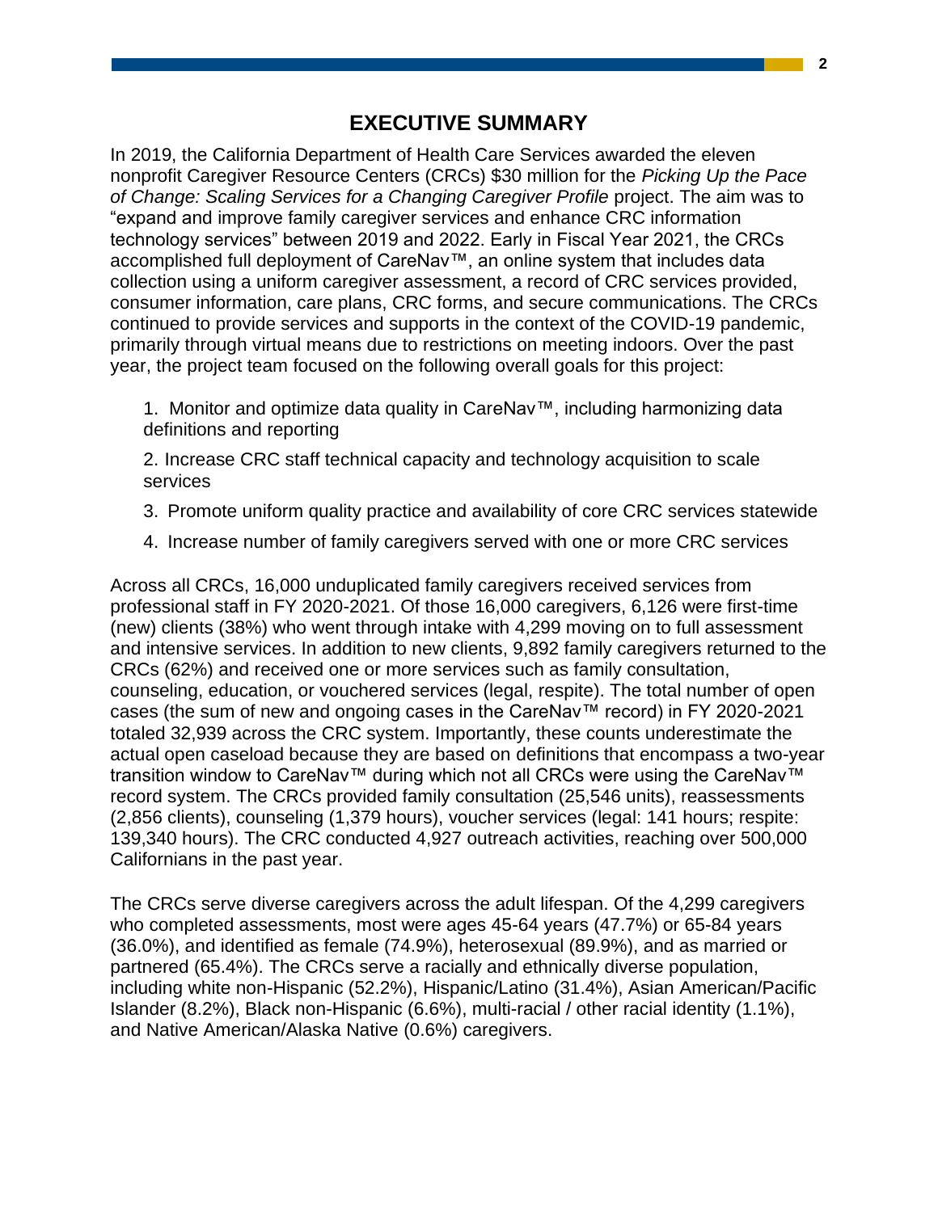# EXECUTIVE SUMMARY

In 2019, the California Department of Health Care Services awarded the eleven nonprofit Caregiver Resource Centers (CRCs) $30 million for the *Picking Up the Pace of Change: Scaling Services for a Changing Caregiver Profile* project. The aim was to "expand and improve family caregiver services and enhance CRC information technology services" between 2019 and 2022. Early in Fiscal Year 2021, the CRCs accomplished full deployment of CareNav™, an online system that includes data collection using a uniform caregiver assessment, a record of CRC services provided, consumer information, care plans, CRC forms, and secure communications. The CRCs continued to provide services and supports in the context of the COVID-19 pandemic, primarily through virtual means due to restrictions on meeting indoors. Over the past year, the project team focused on the following overall goals for this project:

1. Monitor and optimize data quality in CareNav™, including harmonizing data definitions and reporting
2. Increase CRC staff technical capacity and technology acquisition to scale services
3. Promote uniform quality practice and availability of core CRC services statewide
4. Increase number of family caregivers served with one or more CRC services

Across all CRCs, 16,000 unduplicated family caregivers received services from professional staff in FY 2020-2021. Of those 16,000 caregivers, 6,126 were first-time (new) clients (38%) who went through intake with 4,299 moving on to full assessment and intensive services. In addition to new clients, 9,892 family caregivers returned to the CRCs (62%) and received one or more services such as family consultation, counseling, education, or vouchered services (legal, respite). The total number of open cases (the sum of new and ongoing cases in the CareNav™ record) in FY 2020-2021 totaled 32,939 across the CRC system. Importantly, these counts underestimate the actual open caseload because they are based on definitions that encompass a two-year transition window to CareNav™ during which not all CRCs were using the CareNav™ record system. The CRCs provided family consultation (25,546 units), reassessments (2,856 clients), counseling (1,379 hours), voucher services (legal: 141 hours; respite: 139,340 hours). The CRC conducted 4,927 outreach activities, reaching over 500,000 Californians in the past year.

The CRCs serve diverse caregivers across the adult lifespan. Of the 4,299 caregivers who completed assessments, most were ages 45-64 years (47.7%) or 65-84 years (36.0%), and identified as female (74.9%), heterosexual (89.9%), and as married or partnered (65.4%). The CRCs serve a racially and ethnically diverse population, including white non-Hispanic (52.2%), Hispanic/Latino (31.4%), Asian American/Pacific Islander (8.2%), Black non-Hispanic (6.6%), multi-racial / other racial identity (1.1%), and Native American/Alaska Native (0.6%) caregivers.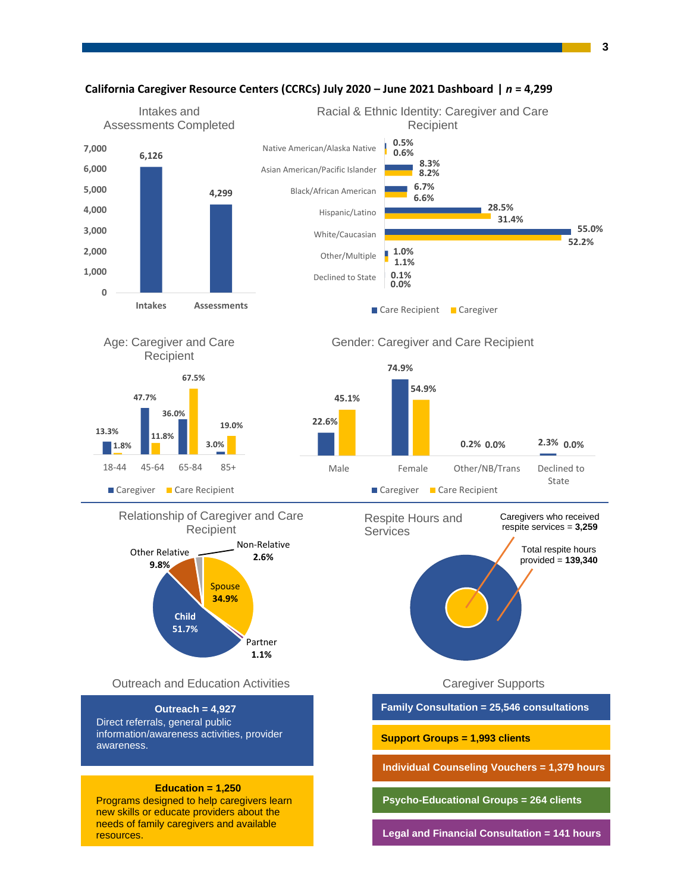**California Caregiver Resource Centers (CCRCs) July 2020 – June 2021 Dashboard | *n* = 4,299**

### Intakes and Assessments Completed

| | Count |
|---|---|
| Intakes | 6,126 |
| Assessments | 4,299 |

### Racial & Ethnic Identity: Caregiver and Care Recipient

| | Care Recipient | Caregiver |
|---|---|---|
| Native American/Alaska Native | 0.5% | 0.6% |
| Asian American/Pacific Islander | 8.3% | 8.2% |
| Black/African American | 6.7% | 6.6% |
| Hispanic/Latino | 28.5% | 31.4% |
| White/Caucasian | 55.0% | 52.2% |
| Other/Multiple | 1.0% | 1.1% |
| Declined to State | 0.1% | 0.0% |

### Age: Caregiver and Care Recipient

| | Caregiver | Care Recipient |
|---|---|---|
| 18-44 | 13.3% | 1.8% |
| 45-64 | 47.7% | 11.8% |
| 65-84 | 36.0% | 67.5% |
| 85+ | 3.0% | 19.0% |

### Gender: Caregiver and Care Recipient

| | Caregiver | Care Recipient |
|---|---|---|
| Male | 22.6% | 45.1% |
| Female | 74.9% | 54.9% |
| Other/NB/Trans | 0.2% | 0.0% |
| Declined to State | 2.3% | 0.0% |

### Relationship of Caregiver and Care Recipient

| Relationship | Percent |
|---|---|
| Child | 51.7% |
| Spouse | 34.9% |
| Other Relative | 9.8% |
| Non-Relative | 2.6% |
| Partner | 1.1% |

### Respite Hours and Services

Caregivers who received respite services = **3,259**

Total respite hours provided = **139,340**

### Outreach and Education Activities

**Outreach = 4,927**
Direct referrals, general public information/awareness activities, provider awareness.

**Education = 1,250**
Programs designed to help caregivers learn new skills or educate providers about the needs of family caregivers and available resources.

### Caregiver Supports

- **Family Consultation = 25,546 consultations**
- **Support Groups = 1,993 clients**
- **Individual Counseling Vouchers = 1,379 hours**
- **Psycho-Educational Groups = 264 clients**
- **Legal and Financial Consultation = 141 hours**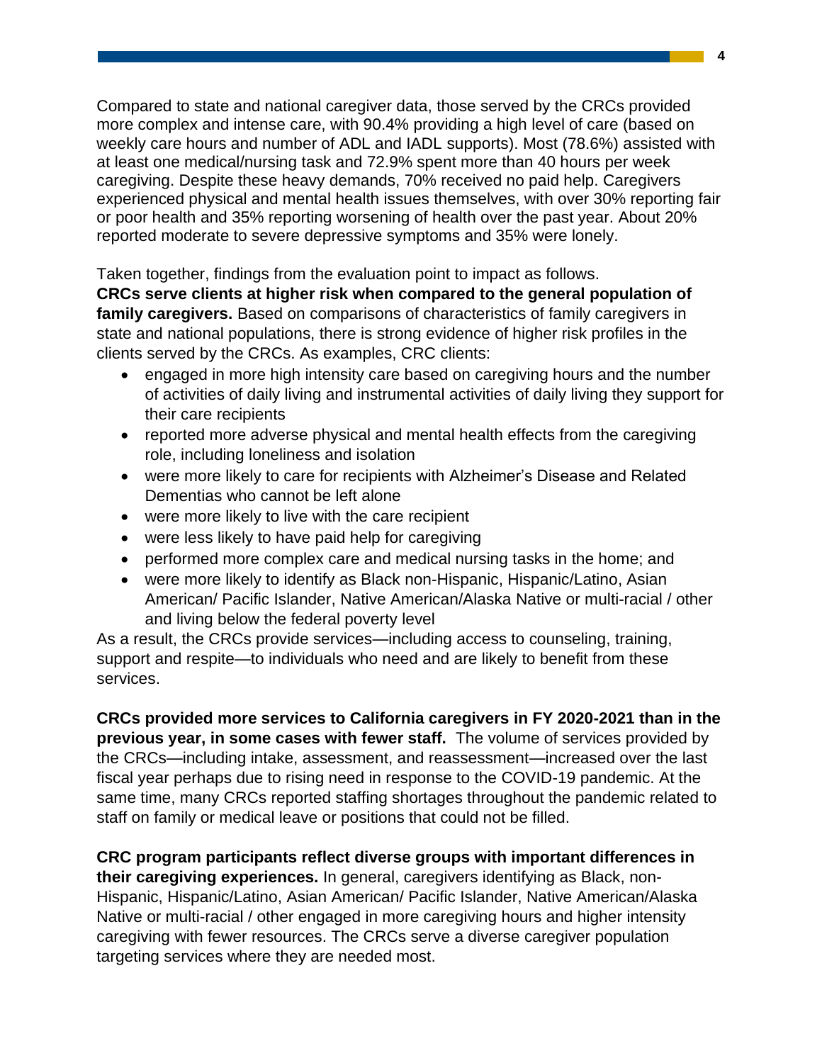Compared to state and national caregiver data, those served by the CRCs provided more complex and intense care, with 90.4% providing a high level of care (based on weekly care hours and number of ADL and IADL supports). Most (78.6%) assisted with at least one medical/nursing task and 72.9% spent more than 40 hours per week caregiving. Despite these heavy demands, 70% received no paid help. Caregivers experienced physical and mental health issues themselves, with over 30% reporting fair or poor health and 35% reporting worsening of health over the past year. About 20% reported moderate to severe depressive symptoms and 35% were lonely.

Taken together, findings from the evaluation point to impact as follows.

**CRCs serve clients at higher risk when compared to the general population of family caregivers.** Based on comparisons of characteristics of family caregivers in state and national populations, there is strong evidence of higher risk profiles in the clients served by the CRCs. As examples, CRC clients:

- engaged in more high intensity care based on caregiving hours and the number of activities of daily living and instrumental activities of daily living they support for their care recipients
- reported more adverse physical and mental health effects from the caregiving role, including loneliness and isolation
- were more likely to care for recipients with Alzheimer's Disease and Related Dementias who cannot be left alone
- were more likely to live with the care recipient
- were less likely to have paid help for caregiving
- performed more complex care and medical nursing tasks in the home; and
- were more likely to identify as Black non-Hispanic, Hispanic/Latino, Asian American/ Pacific Islander, Native American/Alaska Native or multi-racial / other and living below the federal poverty level

As a result, the CRCs provide services—including access to counseling, training, support and respite—to individuals who need and are likely to benefit from these services.

**CRCs provided more services to California caregivers in FY 2020-2021 than in the previous year, in some cases with fewer staff.** The volume of services provided by the CRCs—including intake, assessment, and reassessment—increased over the last fiscal year perhaps due to rising need in response to the COVID-19 pandemic. At the same time, many CRCs reported staffing shortages throughout the pandemic related to staff on family or medical leave or positions that could not be filled.

**CRC program participants reflect diverse groups with important differences in their caregiving experiences.** In general, caregivers identifying as Black, non-Hispanic, Hispanic/Latino, Asian American/ Pacific Islander, Native American/Alaska Native or multi-racial / other engaged in more caregiving hours and higher intensity caregiving with fewer resources. The CRCs serve a diverse caregiver population targeting services where they are needed most.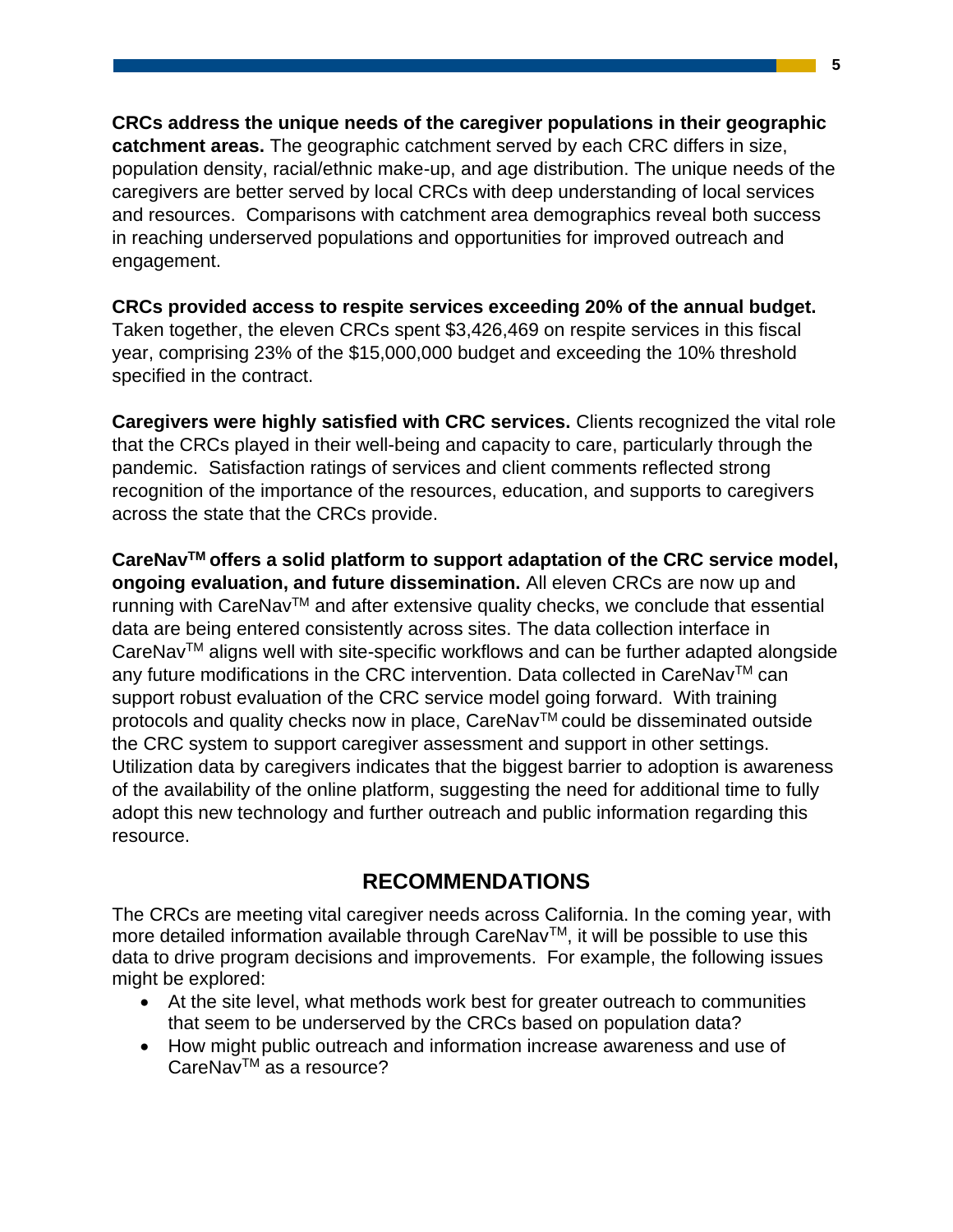**CRCs address the unique needs of the caregiver populations in their geographic catchment areas.** The geographic catchment served by each CRC differs in size, population density, racial/ethnic make-up, and age distribution. The unique needs of the caregivers are better served by local CRCs with deep understanding of local services and resources. Comparisons with catchment area demographics reveal both success in reaching underserved populations and opportunities for improved outreach and engagement.

**CRCs provided access to respite services exceeding 20% of the annual budget.** Taken together, the eleven CRCs spent $3,426,469 on respite services in this fiscal year, comprising 23% of the $15,000,000 budget and exceeding the 10% threshold specified in the contract.

**Caregivers were highly satisfied with CRC services.** Clients recognized the vital role that the CRCs played in their well-being and capacity to care, particularly through the pandemic. Satisfaction ratings of services and client comments reflected strong recognition of the importance of the resources, education, and supports to caregivers across the state that the CRCs provide.

**CareNav™ offers a solid platform to support adaptation of the CRC service model, ongoing evaluation, and future dissemination.** All eleven CRCs are now up and running with CareNav™ and after extensive quality checks, we conclude that essential data are being entered consistently across sites. The data collection interface in CareNav™ aligns well with site-specific workflows and can be further adapted alongside any future modifications in the CRC intervention. Data collected in CareNav™ can support robust evaluation of the CRC service model going forward. With training protocols and quality checks now in place, CareNav™ could be disseminated outside the CRC system to support caregiver assessment and support in other settings. Utilization data by caregivers indicates that the biggest barrier to adoption is awareness of the availability of the online platform, suggesting the need for additional time to fully adopt this new technology and further outreach and public information regarding this resource.

## RECOMMENDATIONS

The CRCs are meeting vital caregiver needs across California. In the coming year, with more detailed information available through CareNav™, it will be possible to use this data to drive program decisions and improvements. For example, the following issues might be explored:

- At the site level, what methods work best for greater outreach to communities that seem to be underserved by the CRCs based on population data?
- How might public outreach and information increase awareness and use of CareNav™ as a resource?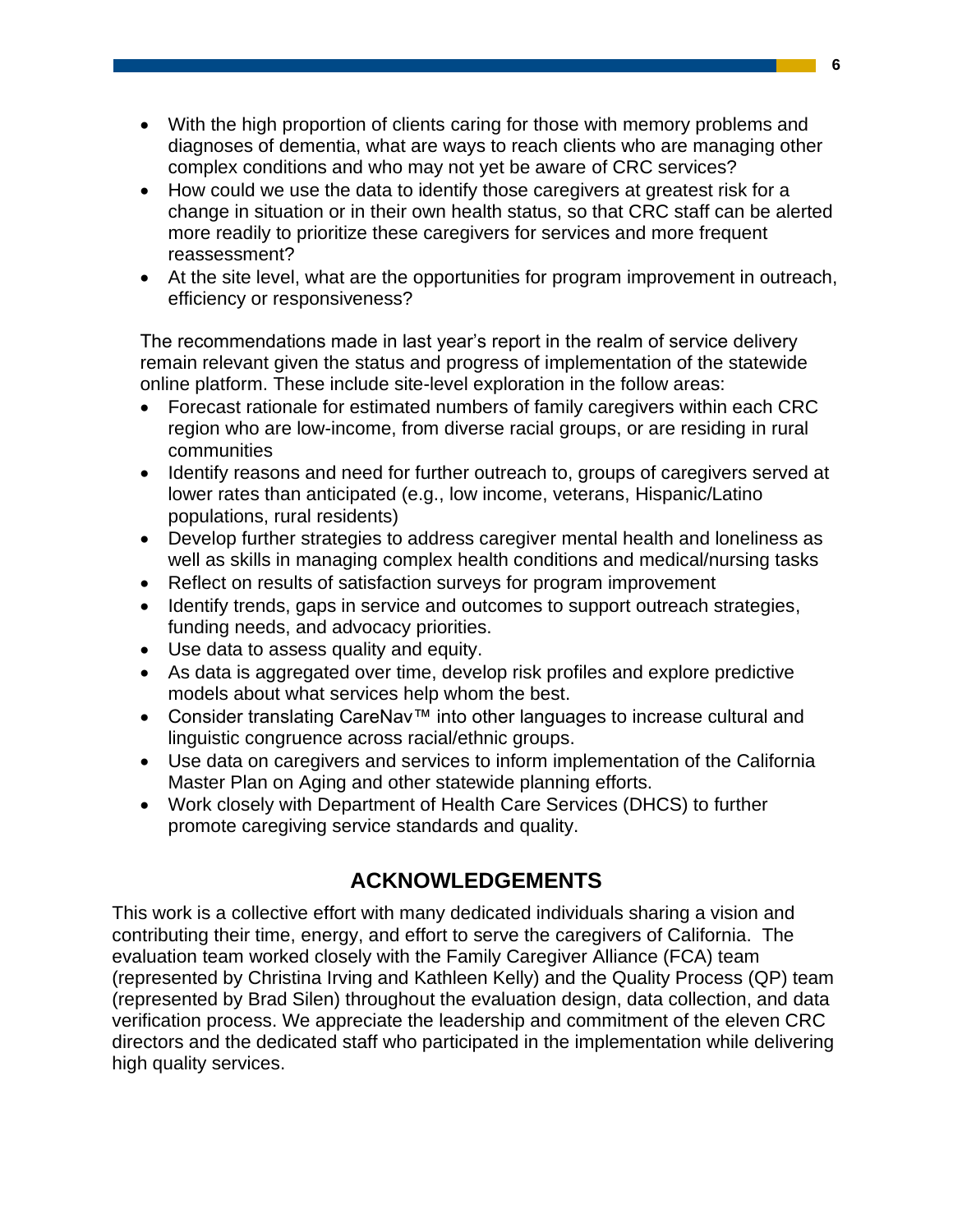- With the high proportion of clients caring for those with memory problems and diagnoses of dementia, what are ways to reach clients who are managing other complex conditions and who may not yet be aware of CRC services?
- How could we use the data to identify those caregivers at greatest risk for a change in situation or in their own health status, so that CRC staff can be alerted more readily to prioritize these caregivers for services and more frequent reassessment?
- At the site level, what are the opportunities for program improvement in outreach, efficiency or responsiveness?

The recommendations made in last year's report in the realm of service delivery remain relevant given the status and progress of implementation of the statewide online platform. These include site-level exploration in the follow areas:

- Forecast rationale for estimated numbers of family caregivers within each CRC region who are low-income, from diverse racial groups, or are residing in rural communities
- Identify reasons and need for further outreach to, groups of caregivers served at lower rates than anticipated (e.g., low income, veterans, Hispanic/Latino populations, rural residents)
- Develop further strategies to address caregiver mental health and loneliness as well as skills in managing complex health conditions and medical/nursing tasks
- Reflect on results of satisfaction surveys for program improvement
- Identify trends, gaps in service and outcomes to support outreach strategies, funding needs, and advocacy priorities.
- Use data to assess quality and equity.
- As data is aggregated over time, develop risk profiles and explore predictive models about what services help whom the best.
- Consider translating CareNav™ into other languages to increase cultural and linguistic congruence across racial/ethnic groups.
- Use data on caregivers and services to inform implementation of the California Master Plan on Aging and other statewide planning efforts.
- Work closely with Department of Health Care Services (DHCS) to further promote caregiving service standards and quality.

## ACKNOWLEDGEMENTS

This work is a collective effort with many dedicated individuals sharing a vision and contributing their time, energy, and effort to serve the caregivers of California. The evaluation team worked closely with the Family Caregiver Alliance (FCA) team (represented by Christina Irving and Kathleen Kelly) and the Quality Process (QP) team (represented by Brad Silen) throughout the evaluation design, data collection, and data verification process. We appreciate the leadership and commitment of the eleven CRC directors and the dedicated staff who participated in the implementation while delivering high quality services.